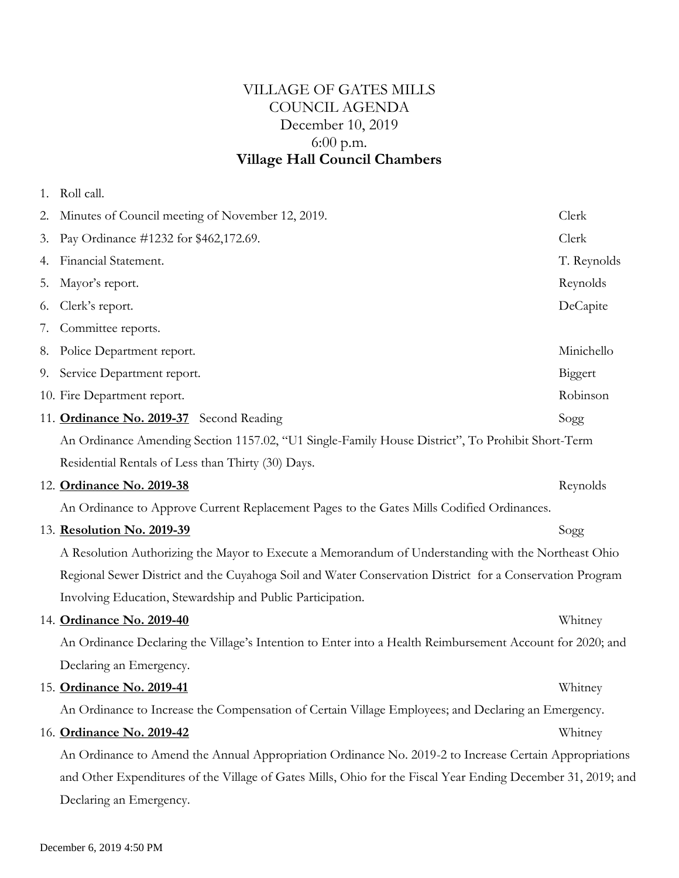# VILLAGE OF GATES MILLS
# COUNCIL AGENDA
## December 10, 2019
## 6:00 p.m.
## **Village Hall Council Chambers**

1. Roll call.
2. Minutes of Council meeting of November 12, 2019. — Clerk
3. Pay Ordinance #1232 for $462,172.69. — Clerk
4. Financial Statement. — T. Reynolds
5. Mayor's report. — Reynolds
6. Clerk's report. — DeCapite
7. Committee reports.
8. Police Department report. — Minichello
9. Service Department report. — Biggert
10. Fire Department report. — Robinson
11. **Ordinance No. 2019-37** Second Reading — Sogg

    An Ordinance Amending Section 1157.02, "U1 Single-Family House District", To Prohibit Short-Term Residential Rentals of Less than Thirty (30) Days.

12. **Ordinance No. 2019-38** — Reynolds

    An Ordinance to Approve Current Replacement Pages to the Gates Mills Codified Ordinances.

13. **Resolution No. 2019-39** — Sogg

    A Resolution Authorizing the Mayor to Execute a Memorandum of Understanding with the Northeast Ohio Regional Sewer District and the Cuyahoga Soil and Water Conservation District for a Conservation Program Involving Education, Stewardship and Public Participation.

14. **Ordinance No. 2019-40** — Whitney

    An Ordinance Declaring the Village's Intention to Enter into a Health Reimbursement Account for 2020; and Declaring an Emergency.

15. **Ordinance No. 2019-41** — Whitney

    An Ordinance to Increase the Compensation of Certain Village Employees; and Declaring an Emergency.

16. **Ordinance No. 2019-42** — Whitney

    An Ordinance to Amend the Annual Appropriation Ordinance No. 2019-2 to Increase Certain Appropriations and Other Expenditures of the Village of Gates Mills, Ohio for the Fiscal Year Ending December 31, 2019; and Declaring an Emergency.

December 6, 2019 4:50 PM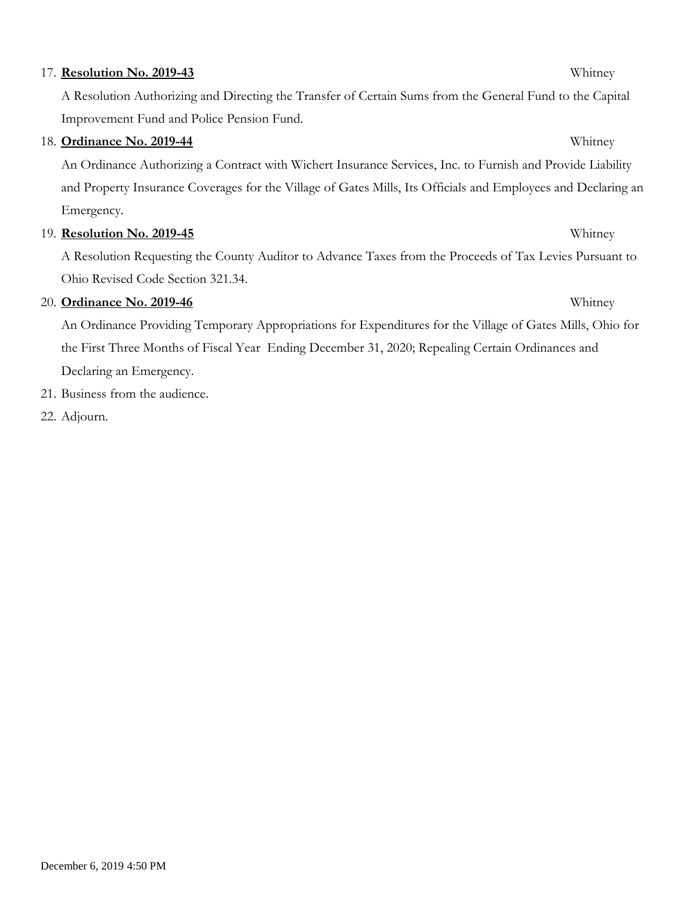17. **Resolution No. 2019-43** Whitney

    A Resolution Authorizing and Directing the Transfer of Certain Sums from the General Fund to the Capital Improvement Fund and Police Pension Fund.

18. **Ordinance No. 2019-44** Whitney

    An Ordinance Authorizing a Contract with Wichert Insurance Services, Inc. to Furnish and Provide Liability and Property Insurance Coverages for the Village of Gates Mills, Its Officials and Employees and Declaring an Emergency.

19. **Resolution No. 2019-45** Whitney

    A Resolution Requesting the County Auditor to Advance Taxes from the Proceeds of Tax Levies Pursuant to Ohio Revised Code Section 321.34.

20. **Ordinance No. 2019-46** Whitney

    An Ordinance Providing Temporary Appropriations for Expenditures for the Village of Gates Mills, Ohio for the First Three Months of Fiscal Year Ending December 31, 2020; Repealing Certain Ordinances and Declaring an Emergency.

21. Business from the audience.

22. Adjourn.

December 6, 2019 4:50 PM